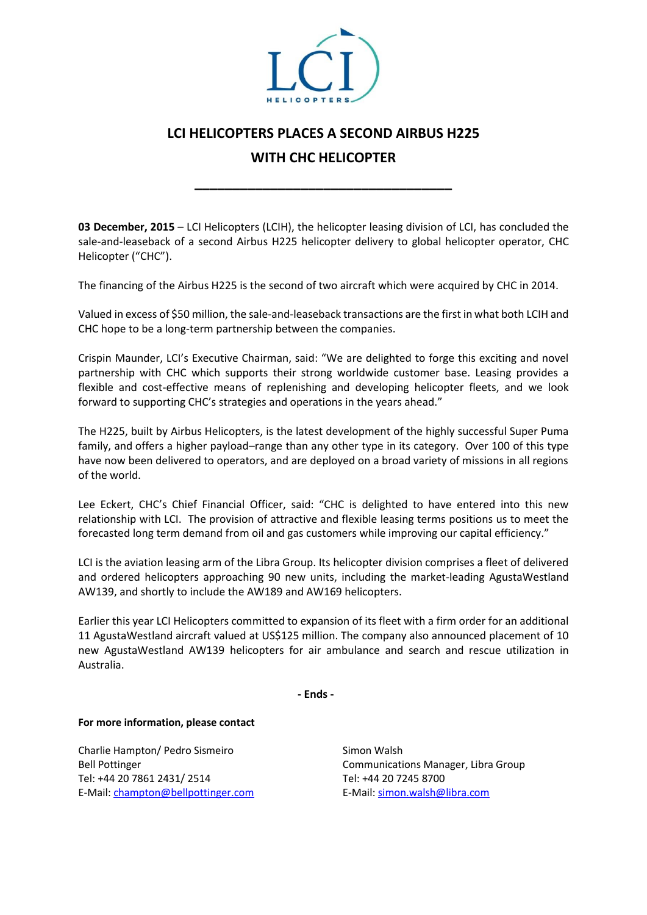# LCI HELICOPTERS PLACES A SECOND AIRBUS H225 WITH CHC HELICOPTER

**03 December, 2015** – LCI Helicopters (LCIH), the helicopter leasing division of LCI, has concluded the sale-and-leaseback of a second Airbus H225 helicopter delivery to global helicopter operator, CHC Helicopter ("CHC").

The financing of the Airbus H225 is the second of two aircraft which were acquired by CHC in 2014.

Valued in excess of $50 million, the sale-and-leaseback transactions are the first in what both LCIH and CHC hope to be a long-term partnership between the companies.

Crispin Maunder, LCI's Executive Chairman, said: "We are delighted to forge this exciting and novel partnership with CHC which supports their strong worldwide customer base. Leasing provides a flexible and cost-effective means of replenishing and developing helicopter fleets, and we look forward to supporting CHC's strategies and operations in the years ahead."

The H225, built by Airbus Helicopters, is the latest development of the highly successful Super Puma family, and offers a higher payload–range than any other type in its category. Over 100 of this type have now been delivered to operators, and are deployed on a broad variety of missions in all regions of the world.

Lee Eckert, CHC's Chief Financial Officer, said: "CHC is delighted to have entered into this new relationship with LCI. The provision of attractive and flexible leasing terms positions us to meet the forecasted long term demand from oil and gas customers while improving our capital efficiency."

LCI is the aviation leasing arm of the Libra Group. Its helicopter division comprises a fleet of delivered and ordered helicopters approaching 90 new units, including the market-leading AgustaWestland AW139, and shortly to include the AW189 and AW169 helicopters.

Earlier this year LCI Helicopters committed to expansion of its fleet with a firm order for an additional 11 AgustaWestland aircraft valued at US$125 million. The company also announced placement of 10 new AgustaWestland AW139 helicopters for air ambulance and search and rescue utilization in Australia.

**- Ends -**

**For more information, please contact**

Charlie Hampton/ Pedro Sismeiro
Bell Pottinger
Tel: +44 20 7861 2431/ 2514
E-Mail: champton@bellpottinger.com

Simon Walsh
Communications Manager, Libra Group
Tel: +44 20 7245 8700
E-Mail: simon.walsh@libra.com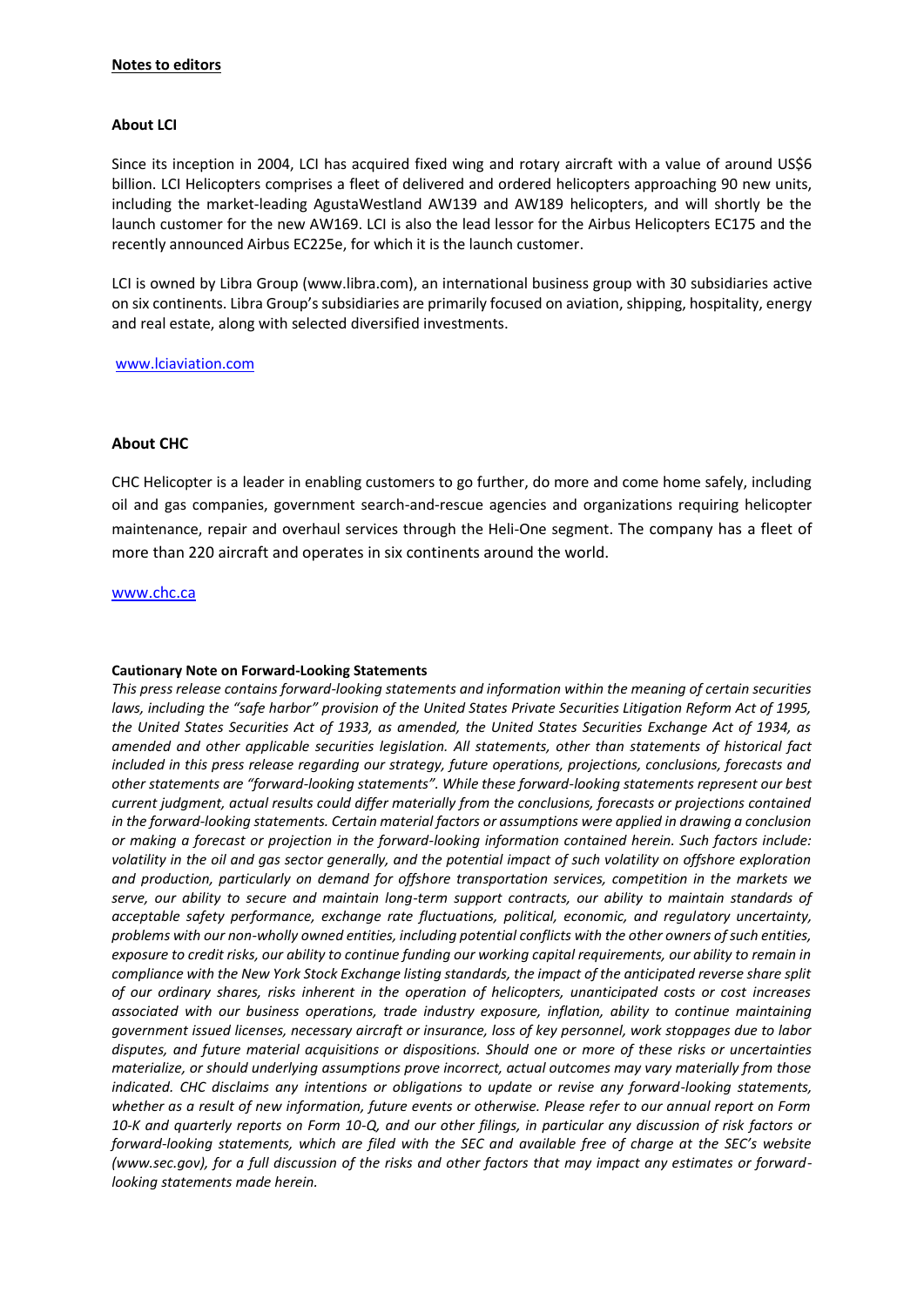**Notes to editors**

**About LCI**

Since its inception in 2004, LCI has acquired fixed wing and rotary aircraft with a value of around US$6 billion. LCI Helicopters comprises a fleet of delivered and ordered helicopters approaching 90 new units, including the market-leading AgustaWestland AW139 and AW189 helicopters, and will shortly be the launch customer for the new AW169. LCI is also the lead lessor for the Airbus Helicopters EC175 and the recently announced Airbus EC225e, for which it is the launch customer.

LCI is owned by Libra Group (www.libra.com), an international business group with 30 subsidiaries active on six continents. Libra Group's subsidiaries are primarily focused on aviation, shipping, hospitality, energy and real estate, along with selected diversified investments.

www.lciaviation.com

**About CHC**

CHC Helicopter is a leader in enabling customers to go further, do more and come home safely, including oil and gas companies, government search-and-rescue agencies and organizations requiring helicopter maintenance, repair and overhaul services through the Heli-One segment. The company has a fleet of more than 220 aircraft and operates in six continents around the world.

www.chc.ca

**Cautionary Note on Forward-Looking Statements**

*This press release contains forward-looking statements and information within the meaning of certain securities laws, including the "safe harbor" provision of the United States Private Securities Litigation Reform Act of 1995, the United States Securities Act of 1933, as amended, the United States Securities Exchange Act of 1934, as amended and other applicable securities legislation. All statements, other than statements of historical fact included in this press release regarding our strategy, future operations, projections, conclusions, forecasts and other statements are "forward-looking statements". While these forward-looking statements represent our best current judgment, actual results could differ materially from the conclusions, forecasts or projections contained in the forward-looking statements. Certain material factors or assumptions were applied in drawing a conclusion or making a forecast or projection in the forward-looking information contained herein. Such factors include: volatility in the oil and gas sector generally, and the potential impact of such volatility on offshore exploration and production, particularly on demand for offshore transportation services, competition in the markets we serve, our ability to secure and maintain long-term support contracts, our ability to maintain standards of acceptable safety performance, exchange rate fluctuations, political, economic, and regulatory uncertainty, problems with our non-wholly owned entities, including potential conflicts with the other owners of such entities, exposure to credit risks, our ability to continue funding our working capital requirements, our ability to remain in compliance with the New York Stock Exchange listing standards, the impact of the anticipated reverse share split of our ordinary shares, risks inherent in the operation of helicopters, unanticipated costs or cost increases associated with our business operations, trade industry exposure, inflation, ability to continue maintaining government issued licenses, necessary aircraft or insurance, loss of key personnel, work stoppages due to labor disputes, and future material acquisitions or dispositions. Should one or more of these risks or uncertainties materialize, or should underlying assumptions prove incorrect, actual outcomes may vary materially from those indicated. CHC disclaims any intentions or obligations to update or revise any forward-looking statements, whether as a result of new information, future events or otherwise. Please refer to our annual report on Form 10-K and quarterly reports on Form 10-Q, and our other filings, in particular any discussion of risk factors or forward-looking statements, which are filed with the SEC and available free of charge at the SEC's website (www.sec.gov), for a full discussion of the risks and other factors that may impact any estimates or forward-looking statements made herein.*